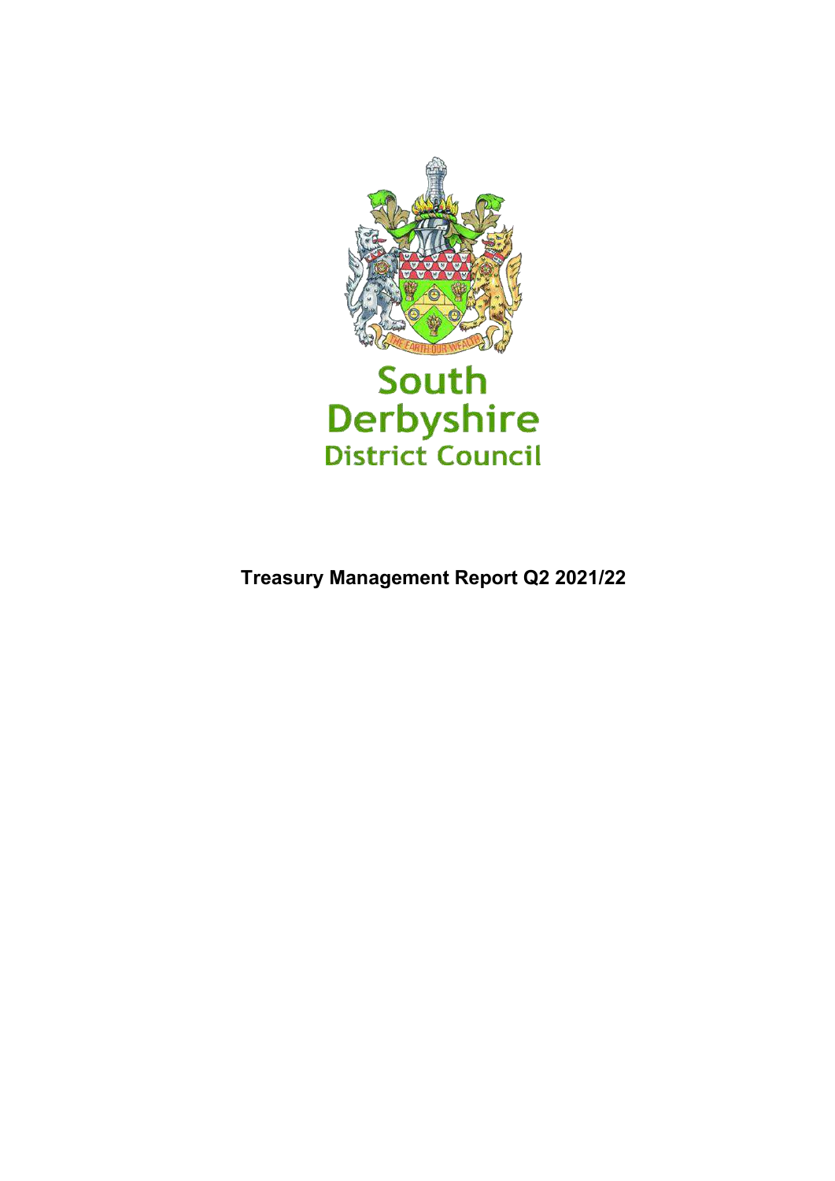South Derbyshire District Council

# Treasury Management Report Q2 2021/22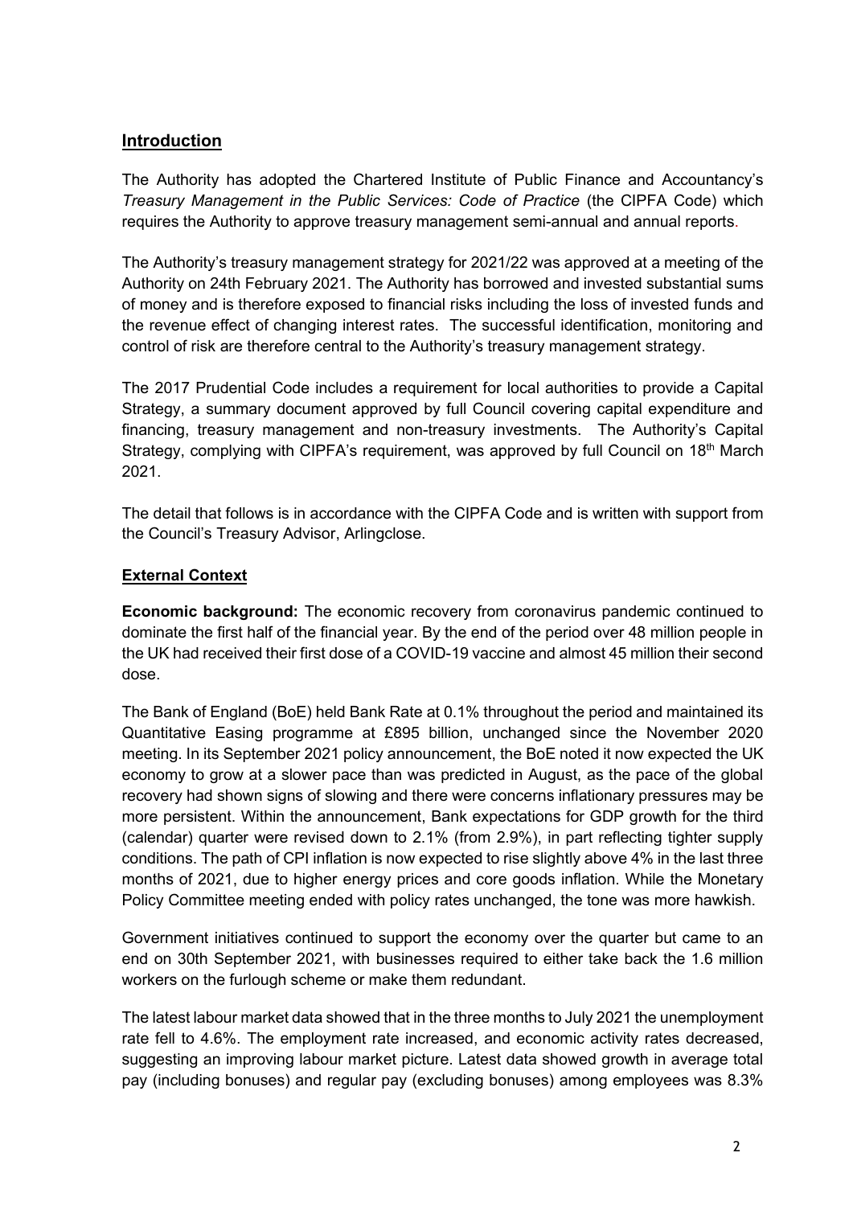## Introduction

The Authority has adopted the Chartered Institute of Public Finance and Accountancy's *Treasury Management in the Public Services: Code of Practice* (the CIPFA Code) which requires the Authority to approve treasury management semi-annual and annual reports.

The Authority's treasury management strategy for 2021/22 was approved at a meeting of the Authority on 24th February 2021. The Authority has borrowed and invested substantial sums of money and is therefore exposed to financial risks including the loss of invested funds and the revenue effect of changing interest rates. The successful identification, monitoring and control of risk are therefore central to the Authority's treasury management strategy.

The 2017 Prudential Code includes a requirement for local authorities to provide a Capital Strategy, a summary document approved by full Council covering capital expenditure and financing, treasury management and non-treasury investments. The Authority's Capital Strategy, complying with CIPFA's requirement, was approved by full Council on 18th March 2021.

The detail that follows is in accordance with the CIPFA Code and is written with support from the Council's Treasury Advisor, Arlingclose.

## External Context

**Economic background:** The economic recovery from coronavirus pandemic continued to dominate the first half of the financial year. By the end of the period over 48 million people in the UK had received their first dose of a COVID-19 vaccine and almost 45 million their second dose.

The Bank of England (BoE) held Bank Rate at 0.1% throughout the period and maintained its Quantitative Easing programme at £895 billion, unchanged since the November 2020 meeting. In its September 2021 policy announcement, the BoE noted it now expected the UK economy to grow at a slower pace than was predicted in August, as the pace of the global recovery had shown signs of slowing and there were concerns inflationary pressures may be more persistent. Within the announcement, Bank expectations for GDP growth for the third (calendar) quarter were revised down to 2.1% (from 2.9%), in part reflecting tighter supply conditions. The path of CPI inflation is now expected to rise slightly above 4% in the last three months of 2021, due to higher energy prices and core goods inflation. While the Monetary Policy Committee meeting ended with policy rates unchanged, the tone was more hawkish.

Government initiatives continued to support the economy over the quarter but came to an end on 30th September 2021, with businesses required to either take back the 1.6 million workers on the furlough scheme or make them redundant.

The latest labour market data showed that in the three months to July 2021 the unemployment rate fell to 4.6%. The employment rate increased, and economic activity rates decreased, suggesting an improving labour market picture. Latest data showed growth in average total pay (including bonuses) and regular pay (excluding bonuses) among employees was 8.3%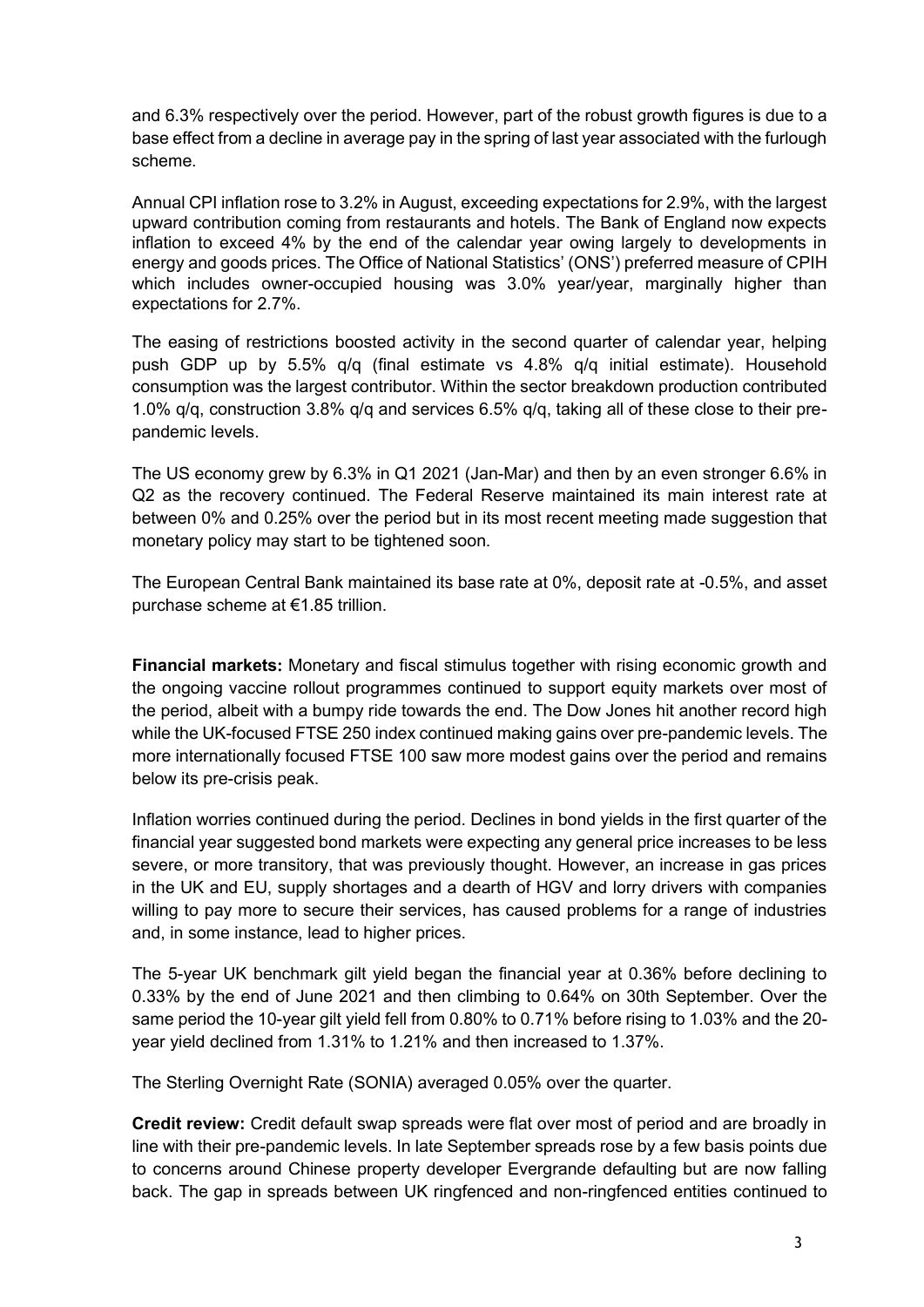and 6.3% respectively over the period. However, part of the robust growth figures is due to a base effect from a decline in average pay in the spring of last year associated with the furlough scheme.

Annual CPI inflation rose to 3.2% in August, exceeding expectations for 2.9%, with the largest upward contribution coming from restaurants and hotels. The Bank of England now expects inflation to exceed 4% by the end of the calendar year owing largely to developments in energy and goods prices. The Office of National Statistics' (ONS') preferred measure of CPIH which includes owner-occupied housing was 3.0% year/year, marginally higher than expectations for 2.7%.

The easing of restrictions boosted activity in the second quarter of calendar year, helping push GDP up by 5.5% q/q (final estimate vs 4.8% q/q initial estimate). Household consumption was the largest contributor. Within the sector breakdown production contributed 1.0% q/q, construction 3.8% q/q and services 6.5% q/q, taking all of these close to their pre-pandemic levels.

The US economy grew by 6.3% in Q1 2021 (Jan-Mar) and then by an even stronger 6.6% in Q2 as the recovery continued. The Federal Reserve maintained its main interest rate at between 0% and 0.25% over the period but in its most recent meeting made suggestion that monetary policy may start to be tightened soon.

The European Central Bank maintained its base rate at 0%, deposit rate at -0.5%, and asset purchase scheme at €1.85 trillion.

**Financial markets:** Monetary and fiscal stimulus together with rising economic growth and the ongoing vaccine rollout programmes continued to support equity markets over most of the period, albeit with a bumpy ride towards the end. The Dow Jones hit another record high while the UK-focused FTSE 250 index continued making gains over pre-pandemic levels. The more internationally focused FTSE 100 saw more modest gains over the period and remains below its pre-crisis peak.

Inflation worries continued during the period. Declines in bond yields in the first quarter of the financial year suggested bond markets were expecting any general price increases to be less severe, or more transitory, that was previously thought. However, an increase in gas prices in the UK and EU, supply shortages and a dearth of HGV and lorry drivers with companies willing to pay more to secure their services, has caused problems for a range of industries and, in some instance, lead to higher prices.

The 5-year UK benchmark gilt yield began the financial year at 0.36% before declining to 0.33% by the end of June 2021 and then climbing to 0.64% on 30th September. Over the same period the 10-year gilt yield fell from 0.80% to 0.71% before rising to 1.03% and the 20-year yield declined from 1.31% to 1.21% and then increased to 1.37%.

The Sterling Overnight Rate (SONIA) averaged 0.05% over the quarter.

**Credit review:** Credit default swap spreads were flat over most of period and are broadly in line with their pre-pandemic levels. In late September spreads rose by a few basis points due to concerns around Chinese property developer Evergrande defaulting but are now falling back. The gap in spreads between UK ringfenced and non-ringfenced entities continued to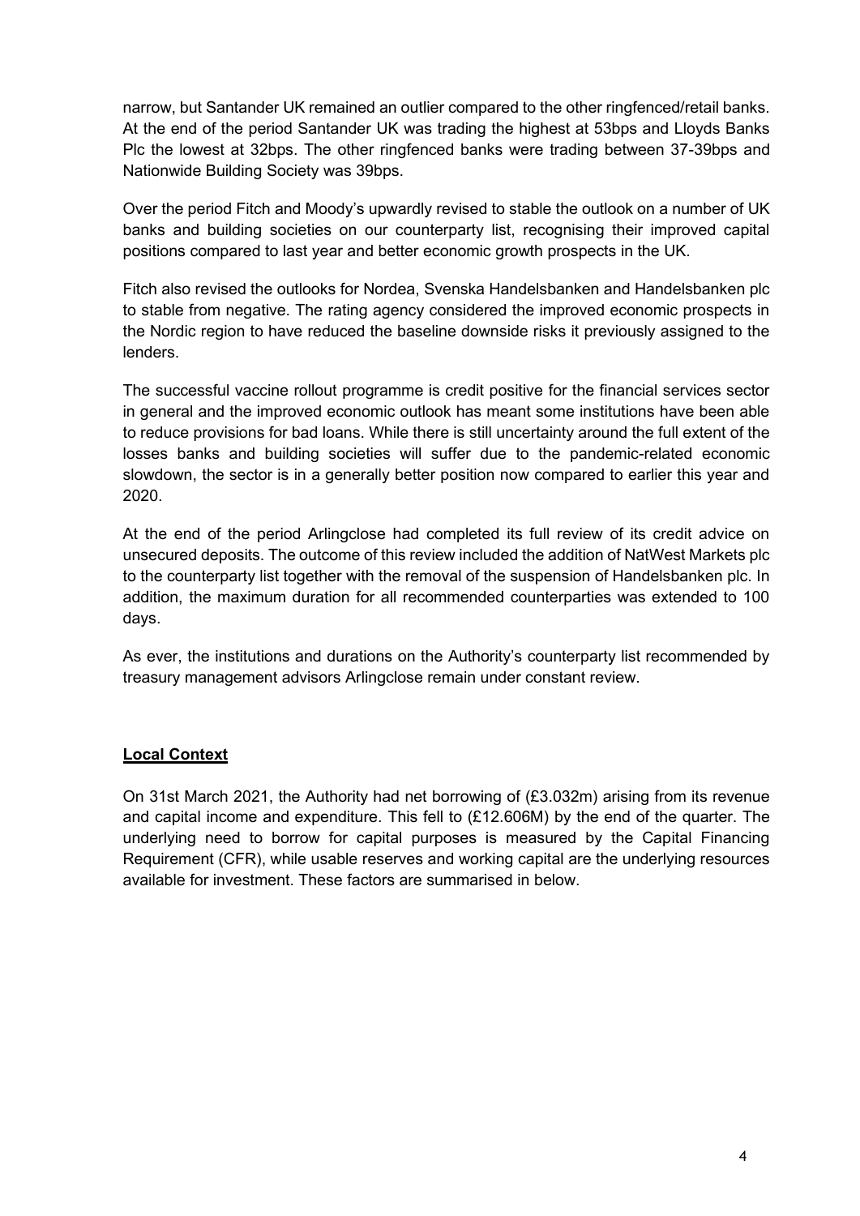narrow, but Santander UK remained an outlier compared to the other ringfenced/retail banks. At the end of the period Santander UK was trading the highest at 53bps and Lloyds Banks Plc the lowest at 32bps. The other ringfenced banks were trading between 37-39bps and Nationwide Building Society was 39bps.

Over the period Fitch and Moody's upwardly revised to stable the outlook on a number of UK banks and building societies on our counterparty list, recognising their improved capital positions compared to last year and better economic growth prospects in the UK.

Fitch also revised the outlooks for Nordea, Svenska Handelsbanken and Handelsbanken plc to stable from negative. The rating agency considered the improved economic prospects in the Nordic region to have reduced the baseline downside risks it previously assigned to the lenders.

The successful vaccine rollout programme is credit positive for the financial services sector in general and the improved economic outlook has meant some institutions have been able to reduce provisions for bad loans. While there is still uncertainty around the full extent of the losses banks and building societies will suffer due to the pandemic-related economic slowdown, the sector is in a generally better position now compared to earlier this year and 2020.

At the end of the period Arlingclose had completed its full review of its credit advice on unsecured deposits. The outcome of this review included the addition of NatWest Markets plc to the counterparty list together with the removal of the suspension of Handelsbanken plc. In addition, the maximum duration for all recommended counterparties was extended to 100 days.

As ever, the institutions and durations on the Authority's counterparty list recommended by treasury management advisors Arlingclose remain under constant review.

## Local Context

On 31st March 2021, the Authority had net borrowing of (£3.032m) arising from its revenue and capital income and expenditure. This fell to (£12.606M) by the end of the quarter. The underlying need to borrow for capital purposes is measured by the Capital Financing Requirement (CFR), while usable reserves and working capital are the underlying resources available for investment. These factors are summarised in below.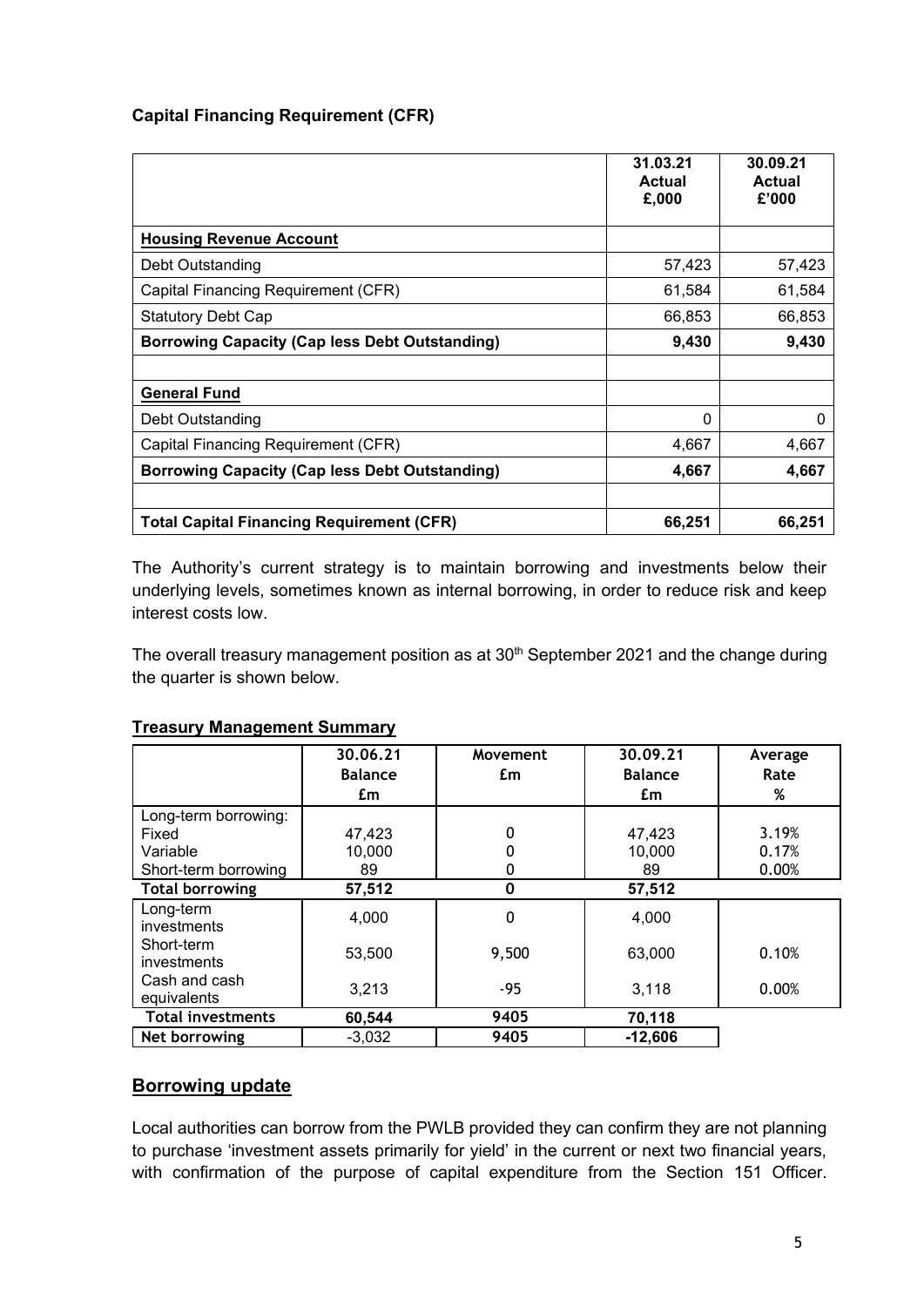**Capital Financing Requirement (CFR)**

| | 31.03.21 Actual £,000 | 30.09.21 Actual £'000 |
|---|---|---|
| **Housing Revenue Account** | | |
| Debt Outstanding | 57,423 | 57,423 |
| Capital Financing Requirement (CFR) | 61,584 | 61,584 |
| Statutory Debt Cap | 66,853 | 66,853 |
| **Borrowing Capacity (Cap less Debt Outstanding)** | **9,430** | **9,430** |
| | | |
| **General Fund** | | |
| Debt Outstanding | 0 | 0 |
| Capital Financing Requirement (CFR) | 4,667 | 4,667 |
| **Borrowing Capacity (Cap less Debt Outstanding)** | **4,667** | **4,667** |
| | | |
| **Total Capital Financing Requirement (CFR)** | **66,251** | **66,251** |

The Authority's current strategy is to maintain borrowing and investments below their underlying levels, sometimes known as internal borrowing, in order to reduce risk and keep interest costs low.

The overall treasury management position as at 30th September 2021 and the change during the quarter is shown below.

**Treasury Management Summary**

| | 30.06.21 Balance £m | Movement £m | 30.09.21 Balance £m | Average Rate % |
|---|---|---|---|---|
| Long-term borrowing: | | | | |
| Fixed | 47,423 | 0 | 47,423 | 3.19% |
| Variable | 10,000 | 0 | 10,000 | 0.17% |
| Short-term borrowing | 89 | 0 | 89 | 0.00% |
| **Total borrowing** | **57,512** | **0** | **57,512** | |
| Long-term investments | 4,000 | 0 | 4,000 | |
| Short-term investments | 53,500 | 9,500 | 63,000 | 0.10% |
| Cash and cash equivalents | 3,213 | -95 | 3,118 | 0.00% |
| **Total investments** | **60,544** | **9405** | **70,118** | |
| **Net borrowing** | -3,032 | **9405** | **-12,606** | |

## Borrowing update

Local authorities can borrow from the PWLB provided they can confirm they are not planning to purchase 'investment assets primarily for yield' in the current or next two financial years, with confirmation of the purpose of capital expenditure from the Section 151 Officer.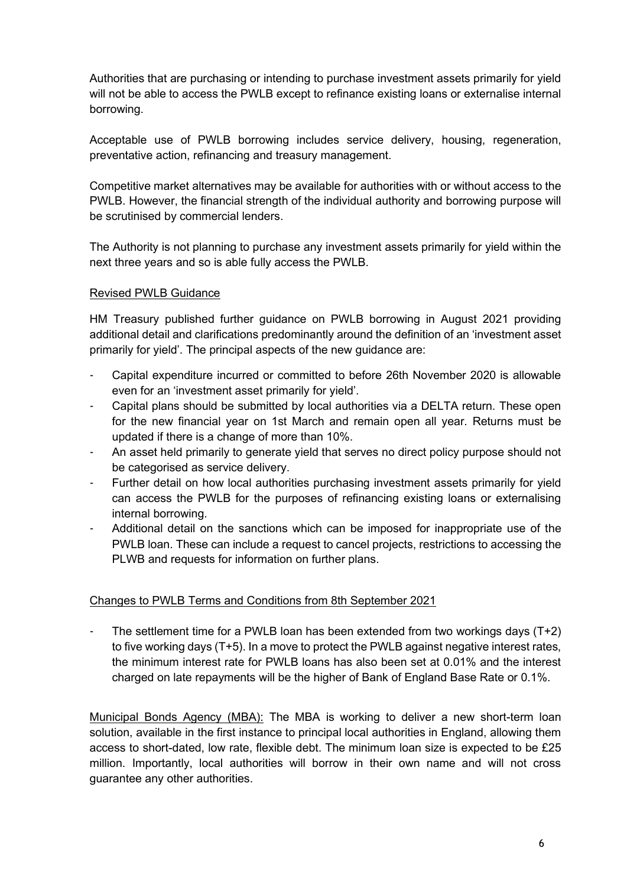Authorities that are purchasing or intending to purchase investment assets primarily for yield will not be able to access the PWLB except to refinance existing loans or externalise internal borrowing.

Acceptable use of PWLB borrowing includes service delivery, housing, regeneration, preventative action, refinancing and treasury management.

Competitive market alternatives may be available for authorities with or without access to the PWLB. However, the financial strength of the individual authority and borrowing purpose will be scrutinised by commercial lenders.

The Authority is not planning to purchase any investment assets primarily for yield within the next three years and so is able fully access the PWLB.

<u>Revised PWLB Guidance</u>

HM Treasury published further guidance on PWLB borrowing in August 2021 providing additional detail and clarifications predominantly around the definition of an 'investment asset primarily for yield'. The principal aspects of the new guidance are:

- Capital expenditure incurred or committed to before 26th November 2020 is allowable even for an 'investment asset primarily for yield'.
- Capital plans should be submitted by local authorities via a DELTA return. These open for the new financial year on 1st March and remain open all year. Returns must be updated if there is a change of more than 10%.
- An asset held primarily to generate yield that serves no direct policy purpose should not be categorised as service delivery.
- Further detail on how local authorities purchasing investment assets primarily for yield can access the PWLB for the purposes of refinancing existing loans or externalising internal borrowing.
- Additional detail on the sanctions which can be imposed for inappropriate use of the PWLB loan. These can include a request to cancel projects, restrictions to accessing the PLWB and requests for information on further plans.

<u>Changes to PWLB Terms and Conditions from 8th September 2021</u>

- The settlement time for a PWLB loan has been extended from two workings days (T+2) to five working days (T+5). In a move to protect the PWLB against negative interest rates, the minimum interest rate for PWLB loans has also been set at 0.01% and the interest charged on late repayments will be the higher of Bank of England Base Rate or 0.1%.

<u>Municipal Bonds Agency (MBA):</u> The MBA is working to deliver a new short-term loan solution, available in the first instance to principal local authorities in England, allowing them access to short-dated, low rate, flexible debt. The minimum loan size is expected to be £25 million. Importantly, local authorities will borrow in their own name and will not cross guarantee any other authorities.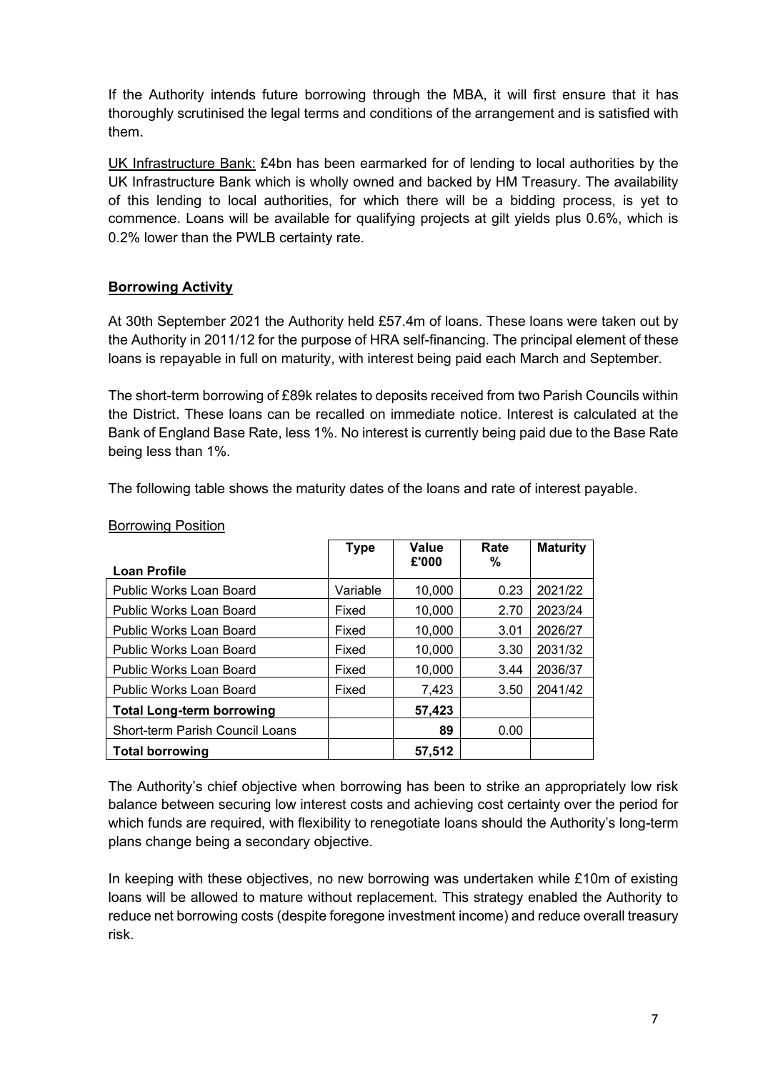If the Authority intends future borrowing through the MBA, it will first ensure that it has thoroughly scrutinised the legal terms and conditions of the arrangement and is satisfied with them.

<u>UK Infrastructure Bank:</u> £4bn has been earmarked for of lending to local authorities by the UK Infrastructure Bank which is wholly owned and backed by HM Treasury. The availability of this lending to local authorities, for which there will be a bidding process, is yet to commence. Loans will be available for qualifying projects at gilt yields plus 0.6%, which is 0.2% lower than the PWLB certainty rate.

## Borrowing Activity

At 30th September 2021 the Authority held £57.4m of loans. These loans were taken out by the Authority in 2011/12 for the purpose of HRA self-financing. The principal element of these loans is repayable in full on maturity, with interest being paid each March and September.

The short-term borrowing of £89k relates to deposits received from two Parish Councils within the District. These loans can be recalled on immediate notice. Interest is calculated at the Bank of England Base Rate, less 1%. No interest is currently being paid due to the Base Rate being less than 1%.

The following table shows the maturity dates of the loans and rate of interest payable.

<u>Borrowing Position</u>

| Loan Profile | Type | Value £'000 | Rate % | Maturity |
|---|---|---|---|---|
| Public Works Loan Board | Variable | 10,000 | 0.23 | 2021/22 |
| Public Works Loan Board | Fixed | 10,000 | 2.70 | 2023/24 |
| Public Works Loan Board | Fixed | 10,000 | 3.01 | 2026/27 |
| Public Works Loan Board | Fixed | 10,000 | 3.30 | 2031/32 |
| Public Works Loan Board | Fixed | 10,000 | 3.44 | 2036/37 |
| Public Works Loan Board | Fixed | 7,423 | 3.50 | 2041/42 |
| **Total Long-term borrowing** | | **57,423** | | |
| Short-term Parish Council Loans | | **89** | 0.00 | |
| **Total borrowing** | | **57,512** | | |

The Authority's chief objective when borrowing has been to strike an appropriately low risk balance between securing low interest costs and achieving cost certainty over the period for which funds are required, with flexibility to renegotiate loans should the Authority's long-term plans change being a secondary objective.

In keeping with these objectives, no new borrowing was undertaken while £10m of existing loans will be allowed to mature without replacement. This strategy enabled the Authority to reduce net borrowing costs (despite foregone investment income) and reduce overall treasury risk.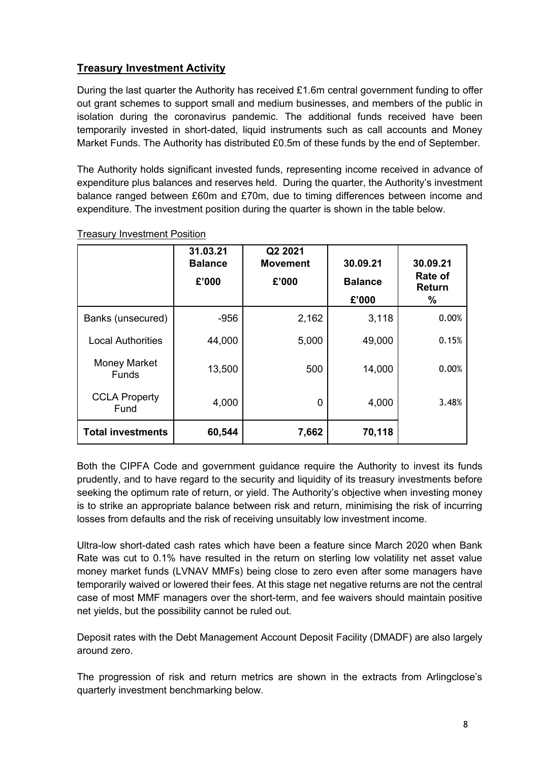## Treasury Investment Activity

During the last quarter the Authority has received £1.6m central government funding to offer out grant schemes to support small and medium businesses, and members of the public in isolation during the coronavirus pandemic. The additional funds received have been temporarily invested in short-dated, liquid instruments such as call accounts and Money Market Funds. The Authority has distributed £0.5m of these funds by the end of September.

The Authority holds significant invested funds, representing income received in advance of expenditure plus balances and reserves held. During the quarter, the Authority's investment balance ranged between £60m and £70m, due to timing differences between income and expenditure. The investment position during the quarter is shown in the table below.

Treasury Investment Position

| | 31.03.21 Balance £'000 | Q2 2021 Movement £'000 | 30.09.21 Balance £'000 | 30.09.21 Rate of Return % |
|---|---|---|---|---|
| Banks (unsecured) | -956 | 2,162 | 3,118 | 0.00% |
| Local Authorities | 44,000 | 5,000 | 49,000 | 0.15% |
| Money Market Funds | 13,500 | 500 | 14,000 | 0.00% |
| CCLA Property Fund | 4,000 | 0 | 4,000 | 3.48% |
| **Total investments** | **60,544** | **7,662** | **70,118** | |

Both the CIPFA Code and government guidance require the Authority to invest its funds prudently, and to have regard to the security and liquidity of its treasury investments before seeking the optimum rate of return, or yield. The Authority's objective when investing money is to strike an appropriate balance between risk and return, minimising the risk of incurring losses from defaults and the risk of receiving unsuitably low investment income.

Ultra-low short-dated cash rates which have been a feature since March 2020 when Bank Rate was cut to 0.1% have resulted in the return on sterling low volatility net asset value money market funds (LVNAV MMFs) being close to zero even after some managers have temporarily waived or lowered their fees. At this stage net negative returns are not the central case of most MMF managers over the short-term, and fee waivers should maintain positive net yields, but the possibility cannot be ruled out.

Deposit rates with the Debt Management Account Deposit Facility (DMADF) are also largely around zero.

The progression of risk and return metrics are shown in the extracts from Arlingclose's quarterly investment benchmarking below.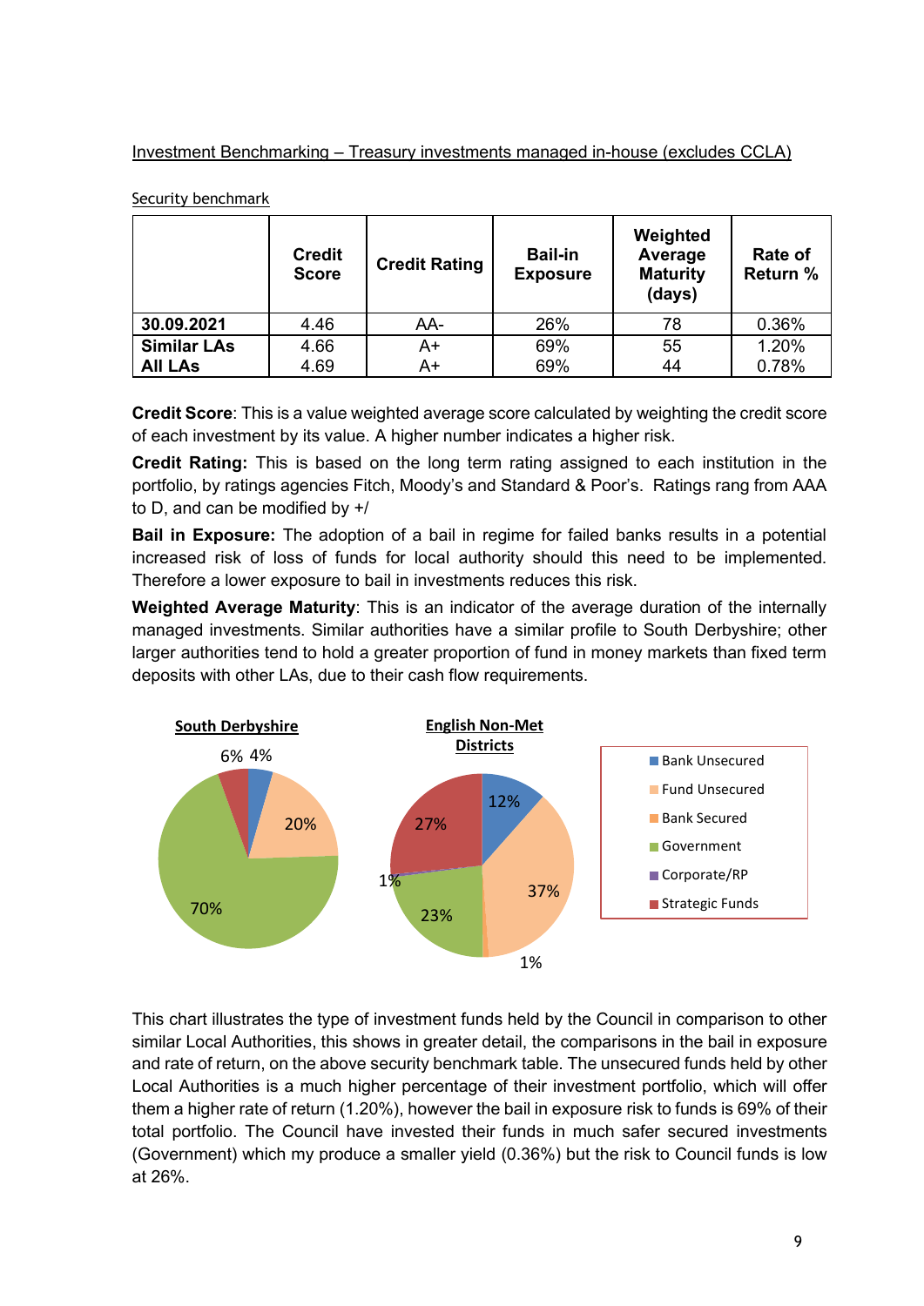Investment Benchmarking – Treasury investments managed in-house (excludes CCLA)

Security benchmark

| | Credit Score | Credit Rating | Bail-in Exposure | Weighted Average Maturity (days) | Rate of Return % |
|---|---|---|---|---|---|
| **30.09.2021** | 4.46 | AA- | 26% | 78 | 0.36% |
| **Similar LAs** | 4.66 | A+ | 69% | 55 | 1.20% |
| **All LAs** | 4.69 | A+ | 69% | 44 | 0.78% |

**Credit Score**: This is a value weighted average score calculated by weighting the credit score of each investment by its value. A higher number indicates a higher risk.

**Credit Rating:** This is based on the long term rating assigned to each institution in the portfolio, by ratings agencies Fitch, Moody's and Standard & Poor's. Ratings rang from AAA to D, and can be modified by +/

**Bail in Exposure:** The adoption of a bail in regime for failed banks results in a potential increased risk of loss of funds for local authority should this need to be implemented. Therefore a lower exposure to bail in investments reduces this risk.

**Weighted Average Maturity**: This is an indicator of the average duration of the internally managed investments. Similar authorities have a similar profile to South Derbyshire; other larger authorities tend to hold a greater proportion of fund in money markets than fixed term deposits with other LAs, due to their cash flow requirements.

**South Derbyshire**: Bank Unsecured 4%, Fund Unsecured 20%, Government 70%, Strategic Funds 6%

**English Non-Met Districts**: Bank Unsecured 12%, Fund Unsecured 37%, Bank Secured 1%, Government 23%, Corporate/RP 1%, Strategic Funds 27%

This chart illustrates the type of investment funds held by the Council in comparison to other similar Local Authorities, this shows in greater detail, the comparisons in the bail in exposure and rate of return, on the above security benchmark table. The unsecured funds held by other Local Authorities is a much higher percentage of their investment portfolio, which will offer them a higher rate of return (1.20%), however the bail in exposure risk to funds is 69% of their total portfolio. The Council have invested their funds in much safer secured investments (Government) which my produce a smaller yield (0.36%) but the risk to Council funds is low at 26%.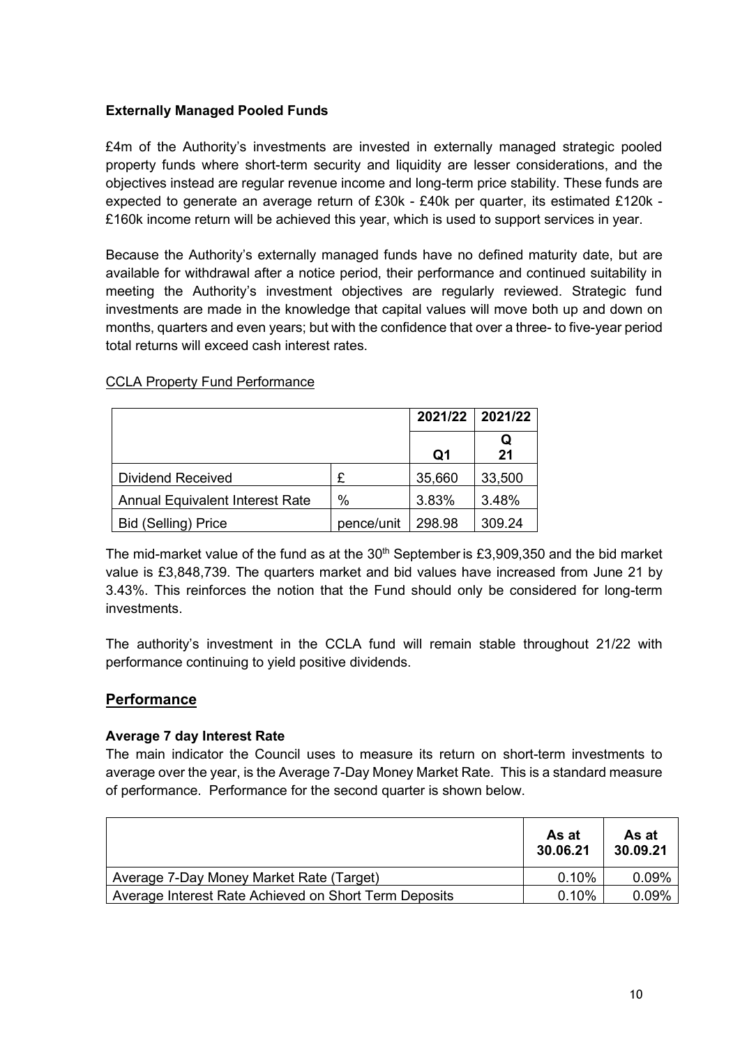**Externally Managed Pooled Funds**

£4m of the Authority's investments are invested in externally managed strategic pooled property funds where short-term security and liquidity are lesser considerations, and the objectives instead are regular revenue income and long-term price stability. These funds are expected to generate an average return of £30k - £40k per quarter, its estimated £120k - £160k income return will be achieved this year, which is used to support services in year.

Because the Authority's externally managed funds have no defined maturity date, but are available for withdrawal after a notice period, their performance and continued suitability in meeting the Authority's investment objectives are regularly reviewed. Strategic fund investments are made in the knowledge that capital values will move both up and down on months, quarters and even years; but with the confidence that over a three- to five-year period total returns will exceed cash interest rates.

CCLA Property Fund Performance

| | | 2021/22 | 2021/22 |
|---|---|---|---|
| | | Q1 | Q 21 |
| Dividend Received | £ | 35,660 | 33,500 |
| Annual Equivalent Interest Rate | % | 3.83% | 3.48% |
| Bid (Selling) Price | pence/unit | 298.98 | 309.24 |

The mid-market value of the fund as at the 30th September is £3,909,350 and the bid market value is £3,848,739. The quarters market and bid values have increased from June 21 by 3.43%. This reinforces the notion that the Fund should only be considered for long-term investments.

The authority's investment in the CCLA fund will remain stable throughout 21/22 with performance continuing to yield positive dividends.

## Performance

**Average 7 day Interest Rate**

The main indicator the Council uses to measure its return on short-term investments to average over the year, is the Average 7-Day Money Market Rate. This is a standard measure of performance. Performance for the second quarter is shown below.

| | As at 30.06.21 | As at 30.09.21 |
|---|---|---|
| Average 7-Day Money Market Rate (Target) | 0.10% | 0.09% |
| Average Interest Rate Achieved on Short Term Deposits | 0.10% | 0.09% |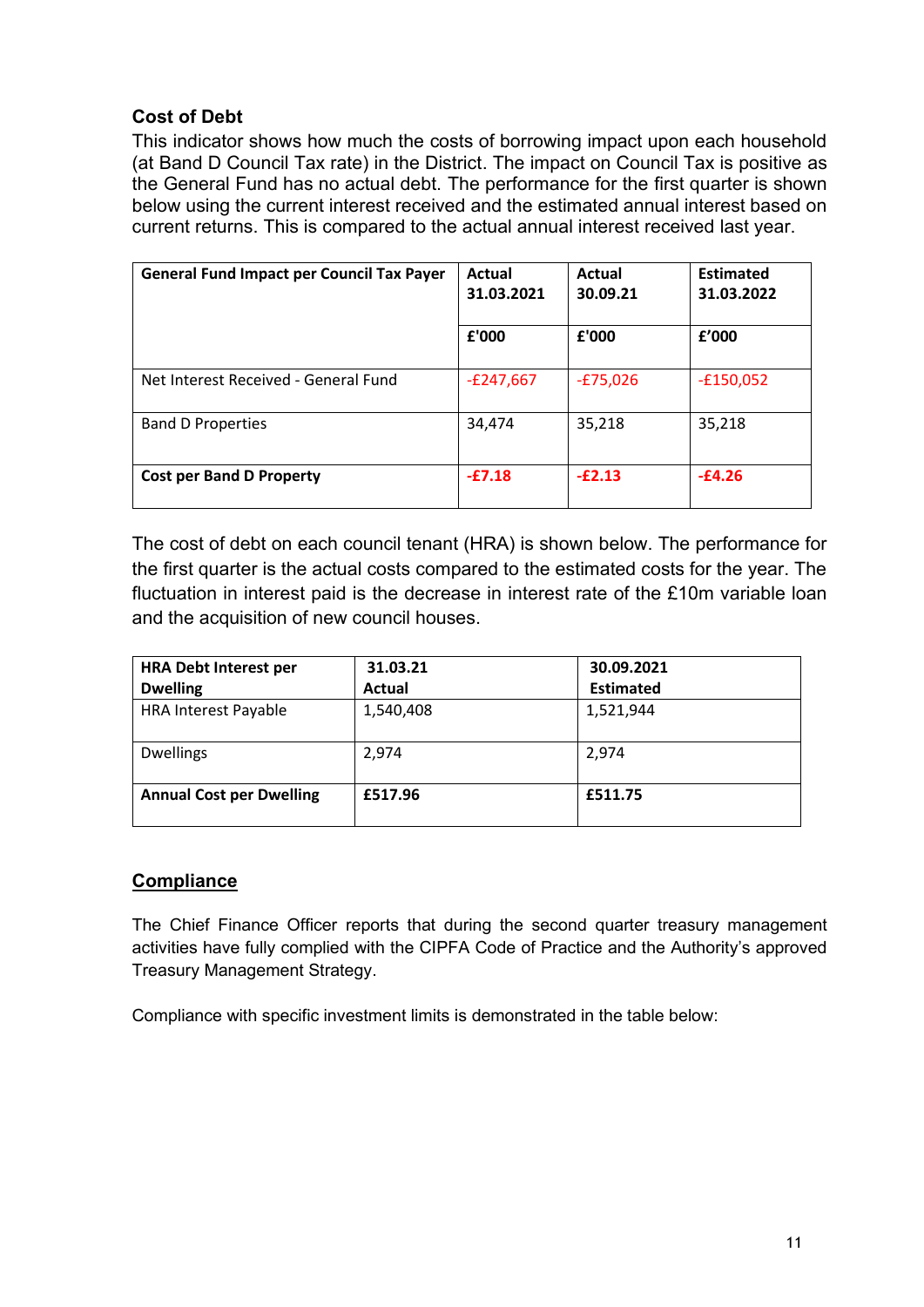### Cost of Debt

This indicator shows how much the costs of borrowing impact upon each household (at Band D Council Tax rate) in the District. The impact on Council Tax is positive as the General Fund has no actual debt. The performance for the first quarter is shown below using the current interest received and the estimated annual interest based on current returns. This is compared to the actual annual interest received last year.

| General Fund Impact per Council Tax Payer | Actual 31.03.2021 | Actual 30.09.21 | Estimated 31.03.2022 |
|---|---|---|---|
| | £'000 | £'000 | £'000 |
| Net Interest Received - General Fund | -£247,667 | -£75,026 | -£150,052 |
| Band D Properties | 34,474 | 35,218 | 35,218 |
| **Cost per Band D Property** | **-£7.18** | **-£2.13** | **-£4.26** |

The cost of debt on each council tenant (HRA) is shown below. The performance for the first quarter is the actual costs compared to the estimated costs for the year. The fluctuation in interest paid is the decrease in interest rate of the £10m variable loan and the acquisition of new council houses.

| HRA Debt Interest per Dwelling | 31.03.21 Actual | 30.09.2021 Estimated |
|---|---|---|
| HRA Interest Payable | 1,540,408 | 1,521,944 |
| Dwellings | 2,974 | 2,974 |
| **Annual Cost per Dwelling** | **£517.96** | **£511.75** |

## Compliance

The Chief Finance Officer reports that during the second quarter treasury management activities have fully complied with the CIPFA Code of Practice and the Authority's approved Treasury Management Strategy.

Compliance with specific investment limits is demonstrated in the table below: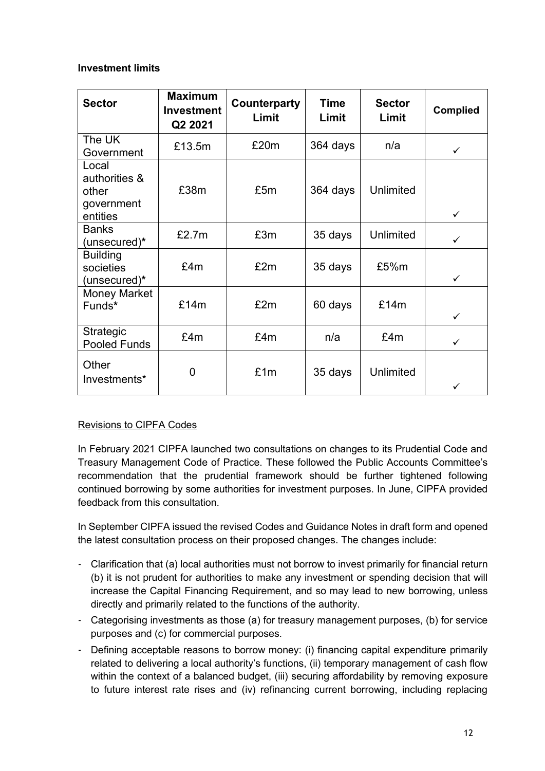**Investment limits**

| Sector | Maximum Investment Q2 2021 | Counterparty Limit | Time Limit | Sector Limit | Complied |
|---|---|---|---|---|---|
| The UK Government | £13.5m | £20m | 364 days | n/a | ✓ |
| Local authorities & other government entities | £38m | £5m | 364 days | Unlimited | ✓ |
| Banks (unsecured)* | £2.7m | £3m | 35 days | Unlimited | ✓ |
| Building societies (unsecured)* | £4m | £2m | 35 days | £5%m | ✓ |
| Money Market Funds* | £14m | £2m | 60 days | £14m | ✓ |
| Strategic Pooled Funds | £4m | £4m | n/a | £4m | ✓ |
| Other Investments* | 0 | £1m | 35 days | Unlimited | ✓ |

<u>Revisions to CIPFA Codes</u>

In February 2021 CIPFA launched two consultations on changes to its Prudential Code and Treasury Management Code of Practice. These followed the Public Accounts Committee's recommendation that the prudential framework should be further tightened following continued borrowing by some authorities for investment purposes. In June, CIPFA provided feedback from this consultation.

In September CIPFA issued the revised Codes and Guidance Notes in draft form and opened the latest consultation process on their proposed changes. The changes include:

- Clarification that (a) local authorities must not borrow to invest primarily for financial return (b) it is not prudent for authorities to make any investment or spending decision that will increase the Capital Financing Requirement, and so may lead to new borrowing, unless directly and primarily related to the functions of the authority.
- Categorising investments as those (a) for treasury management purposes, (b) for service purposes and (c) for commercial purposes.
- Defining acceptable reasons to borrow money: (i) financing capital expenditure primarily related to delivering a local authority's functions, (ii) temporary management of cash flow within the context of a balanced budget, (iii) securing affordability by removing exposure to future interest rate rises and (iv) refinancing current borrowing, including replacing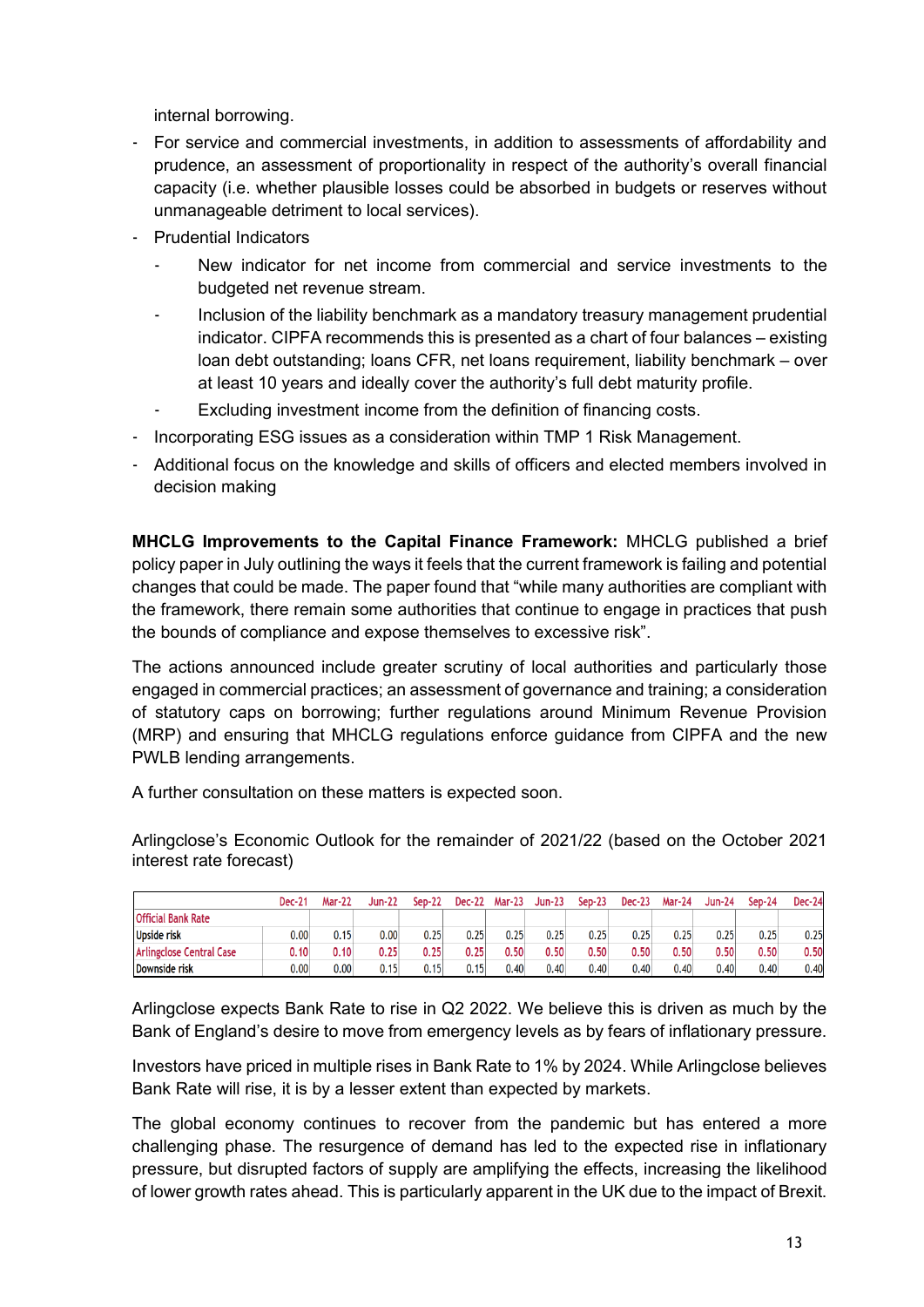internal borrowing.

- For service and commercial investments, in addition to assessments of affordability and prudence, an assessment of proportionality in respect of the authority's overall financial capacity (i.e. whether plausible losses could be absorbed in budgets or reserves without unmanageable detriment to local services).
- Prudential Indicators
  - New indicator for net income from commercial and service investments to the budgeted net revenue stream.
  - Inclusion of the liability benchmark as a mandatory treasury management prudential indicator. CIPFA recommends this is presented as a chart of four balances – existing loan debt outstanding; loans CFR, net loans requirement, liability benchmark – over at least 10 years and ideally cover the authority's full debt maturity profile.
  - Excluding investment income from the definition of financing costs.
- Incorporating ESG issues as a consideration within TMP 1 Risk Management.
- Additional focus on the knowledge and skills of officers and elected members involved in decision making

**MHCLG Improvements to the Capital Finance Framework:** MHCLG published a brief policy paper in July outlining the ways it feels that the current framework is failing and potential changes that could be made. The paper found that "while many authorities are compliant with the framework, there remain some authorities that continue to engage in practices that push the bounds of compliance and expose themselves to excessive risk".

The actions announced include greater scrutiny of local authorities and particularly those engaged in commercial practices; an assessment of governance and training; a consideration of statutory caps on borrowing; further regulations around Minimum Revenue Provision (MRP) and ensuring that MHCLG regulations enforce guidance from CIPFA and the new PWLB lending arrangements.

A further consultation on these matters is expected soon.

Arlingclose's Economic Outlook for the remainder of 2021/22 (based on the October 2021 interest rate forecast)

| | Dec-21 | Mar-22 | Jun-22 | Sep-22 | Dec-22 | Mar-23 | Jun-23 | Sep-23 | Dec-23 | Mar-24 | Jun-24 | Sep-24 | Dec-24 |
|---|---|---|---|---|---|---|---|---|---|---|---|---|---|
| Official Bank Rate | | | | | | | | | | | | | |
| Upside risk | 0.00 | 0.15 | 0.00 | 0.25 | 0.25 | 0.25 | 0.25 | 0.25 | 0.25 | 0.25 | 0.25 | 0.25 | 0.25 |
| Arlingclose Central Case | 0.10 | 0.10 | 0.25 | 0.25 | 0.25 | 0.50 | 0.50 | 0.50 | 0.50 | 0.50 | 0.50 | 0.50 | 0.50 |
| Downside risk | 0.00 | 0.00 | 0.15 | 0.15 | 0.15 | 0.40 | 0.40 | 0.40 | 0.40 | 0.40 | 0.40 | 0.40 | 0.40 |

Arlingclose expects Bank Rate to rise in Q2 2022. We believe this is driven as much by the Bank of England's desire to move from emergency levels as by fears of inflationary pressure.

Investors have priced in multiple rises in Bank Rate to 1% by 2024. While Arlingclose believes Bank Rate will rise, it is by a lesser extent than expected by markets.

The global economy continues to recover from the pandemic but has entered a more challenging phase. The resurgence of demand has led to the expected rise in inflationary pressure, but disrupted factors of supply are amplifying the effects, increasing the likelihood of lower growth rates ahead. This is particularly apparent in the UK due to the impact of Brexit.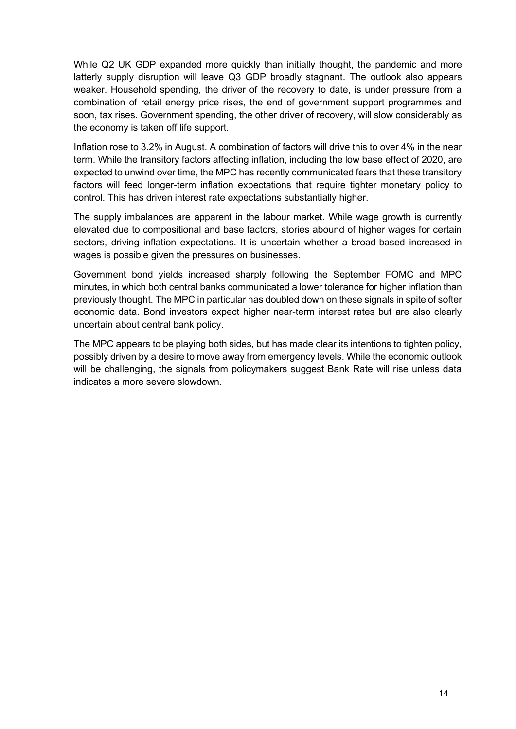While Q2 UK GDP expanded more quickly than initially thought, the pandemic and more latterly supply disruption will leave Q3 GDP broadly stagnant. The outlook also appears weaker. Household spending, the driver of the recovery to date, is under pressure from a combination of retail energy price rises, the end of government support programmes and soon, tax rises. Government spending, the other driver of recovery, will slow considerably as the economy is taken off life support.

Inflation rose to 3.2% in August. A combination of factors will drive this to over 4% in the near term. While the transitory factors affecting inflation, including the low base effect of 2020, are expected to unwind over time, the MPC has recently communicated fears that these transitory factors will feed longer-term inflation expectations that require tighter monetary policy to control. This has driven interest rate expectations substantially higher.

The supply imbalances are apparent in the labour market. While wage growth is currently elevated due to compositional and base factors, stories abound of higher wages for certain sectors, driving inflation expectations. It is uncertain whether a broad-based increased in wages is possible given the pressures on businesses.

Government bond yields increased sharply following the September FOMC and MPC minutes, in which both central banks communicated a lower tolerance for higher inflation than previously thought. The MPC in particular has doubled down on these signals in spite of softer economic data. Bond investors expect higher near-term interest rates but are also clearly uncertain about central bank policy.

The MPC appears to be playing both sides, but has made clear its intentions to tighten policy, possibly driven by a desire to move away from emergency levels. While the economic outlook will be challenging, the signals from policymakers suggest Bank Rate will rise unless data indicates a more severe slowdown.